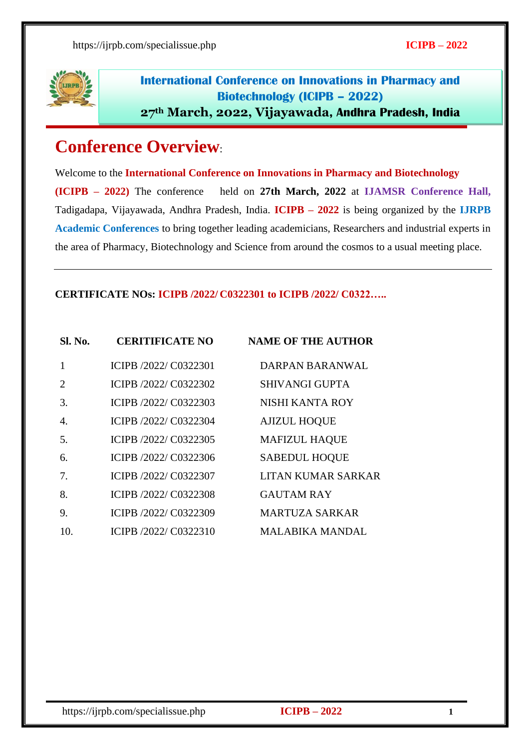# International Conference on Innovations in Pharmacy and Biotechnology (ICIPB – 2022)

**27th March, 2022, Vijayawada, Andhra Pradesh, India**

## Conference Overview:

Welcome to the **International Conference on Innovations in Pharmacy and Biotechnology (ICIPB – 2022)** The conference held on **27th March, 2022** at **IJAMSR Conference Hall,** Tadigadapa, Vijayawada, Andhra Pradesh, India. **ICIPB – 2022** is being organized by the **IJRPB Academic Conferences** to bring together leading academicians, Researchers and industrial experts in the area of Pharmacy, Biotechnology and Science from around the cosmos to a usual meeting place.

---

**CERTIFICATE NOs: ICIPB /2022/ C0322301 to ICIPB /2022/ C0322…..**

| Sl. No. | CERITIFICATE NO | NAME OF THE AUTHOR |
|---|---|---|
| 1 | ICIPB /2022/ C0322301 | DARPAN BARANWAL |
| 2 | ICIPB /2022/ C0322302 | SHIVANGI GUPTA |
| 3. | ICIPB /2022/ C0322303 | NISHI KANTA ROY |
| 4. | ICIPB /2022/ C0322304 | AJIZUL HOQUE |
| 5. | ICIPB /2022/ C0322305 | MAFIZUL HAQUE |
| 6. | ICIPB /2022/ C0322306 | SABEDUL HOQUE |
| 7. | ICIPB /2022/ C0322307 | LITAN KUMAR SARKAR |
| 8. | ICIPB /2022/ C0322308 | GAUTAM RAY |
| 9. | ICIPB /2022/ C0322309 | MARTUZA SARKAR |
| 10. | ICIPB /2022/ C0322310 | MALABIKA MANDAL |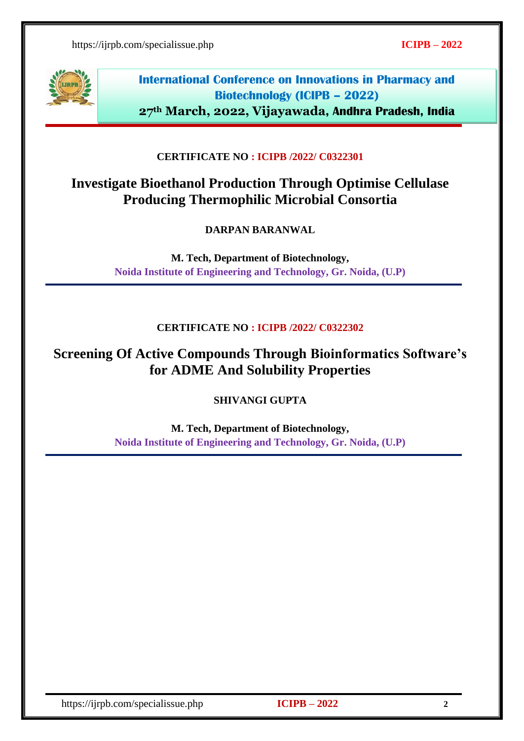**International Conference on Innovations in Pharmacy and Biotechnology (ICIPB – 2022)**

**27th March, 2022, Vijayawada, Andhra Pradesh, India**

**CERTIFICATE NO : ICIPB /2022/ C0322301**

## Investigate Bioethanol Production Through Optimise Cellulase Producing Thermophilic Microbial Consortia

**DARPAN BARANWAL**

**M. Tech, Department of Biotechnology,**
**Noida Institute of Engineering and Technology, Gr. Noida, (U.P)**

---

**CERTIFICATE NO : ICIPB /2022/ C0322302**

## Screening Of Active Compounds Through Bioinformatics Software's for ADME And Solubility Properties

**SHIVANGI GUPTA**

**M. Tech, Department of Biotechnology,**
**Noida Institute of Engineering and Technology, Gr. Noida, (U.P)**